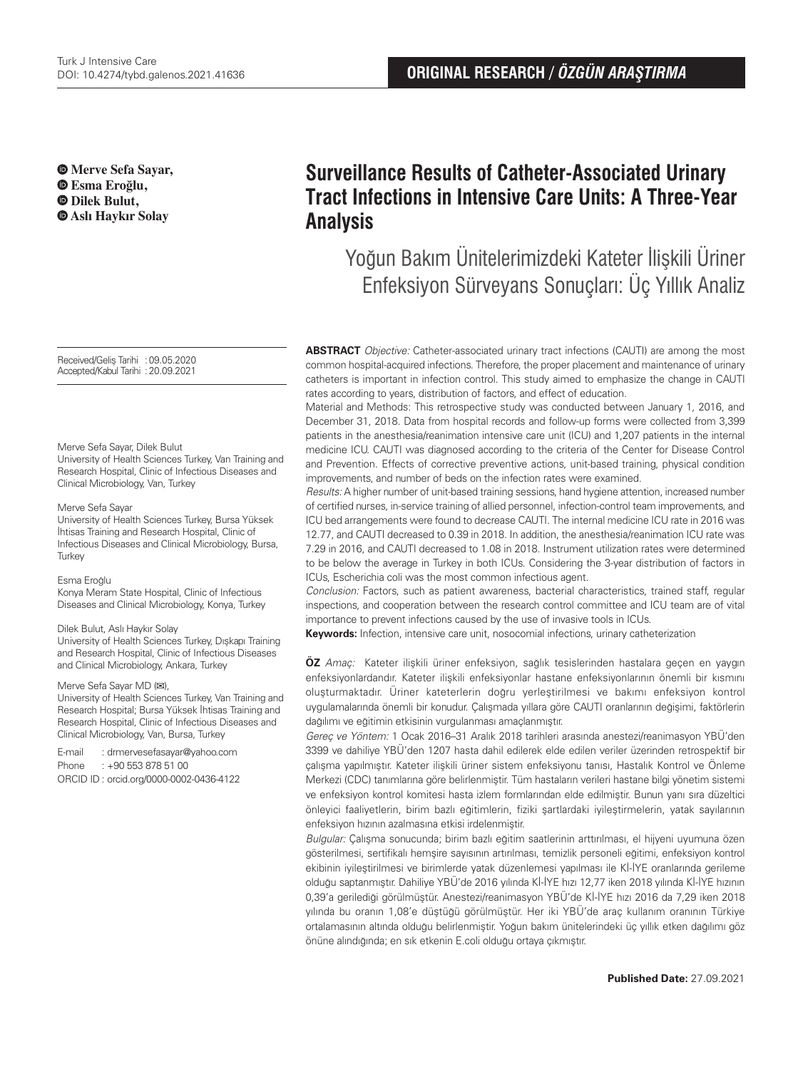ORIGINAL RESEARCH / *ÖZGÜN ARAŞTIRMA*

# Surveillance Results of Catheter-Associated Urinary Tract Infections in Intensive Care Units: A Three-Year Analysis

## Yoğun Bakım Ünitelerimizdeki Kateter İlişkili Üriner Enfeksiyon Sürveyans Sonuçları: Üç Yıllık Analiz

**Merve Sefa Sayar, Esma Eroğlu, Dilek Bulut, Aslı Haykır Solay**

Received/Geliş Tarihi : 09.05.2020
Accepted/Kabul Tarihi : 20.09.2021

Merve Sefa Sayar, Dilek Bulut
University of Health Sciences Turkey, Van Training and Research Hospital, Clinic of Infectious Diseases and Clinical Microbiology, Van, Turkey

Merve Sefa Sayar
University of Health Sciences Turkey, Bursa Yüksek İhtisas Training and Research Hospital, Clinic of Infectious Diseases and Clinical Microbiology, Bursa, Turkey

Esma Eroğlu
Konya Meram State Hospital, Clinic of Infectious Diseases and Clinical Microbiology, Konya, Turkey

Dilek Bulut, Aslı Haykır Solay
University of Health Sciences Turkey, Dışkapı Training and Research Hospital, Clinic of Infectious Diseases and Clinical Microbiology, Ankara, Turkey

Merve Sefa Sayar MD (✉),
University of Health Sciences Turkey, Van Training and Research Hospital; Bursa Yüksek İhtisas Training and Research Hospital, Clinic of Infectious Diseases and Clinical Microbiology, Van, Bursa, Turkey

E-mail : drmervesefasayar@yahoo.com
Phone : +90 553 878 51 00
ORCID ID : orcid.org/0000-0002-0436-4122

**ABSTRACT** *Objective:* Catheter-associated urinary tract infections (CAUTI) are among the most common hospital-acquired infections. Therefore, the proper placement and maintenance of urinary catheters is important in infection control. This study aimed to emphasize the change in CAUTI rates according to years, distribution of factors, and effect of education.

Material and Methods: This retrospective study was conducted between January 1, 2016, and December 31, 2018. Data from hospital records and follow-up forms were collected from 3,399 patients in the anesthesia/reanimation intensive care unit (ICU) and 1,207 patients in the internal medicine ICU. CAUTI was diagnosed according to the criteria of the Center for Disease Control and Prevention. Effects of corrective preventive actions, unit-based training, physical condition improvements, and number of beds on the infection rates were examined.

*Results:* A higher number of unit-based training sessions, hand hygiene attention, increased number of certified nurses, in-service training of allied personnel, infection-control team improvements, and ICU bed arrangements were found to decrease CAUTI. The internal medicine ICU rate in 2016 was 12.77, and CAUTI decreased to 0.39 in 2018. In addition, the anesthesia/reanimation ICU rate was 7.29 in 2016, and CAUTI decreased to 1.08 in 2018. Instrument utilization rates were determined to be below the average in Turkey in both ICUs. Considering the 3-year distribution of factors in ICUs, Escherichia coli was the most common infectious agent.

*Conclusion:* Factors, such as patient awareness, bacterial characteristics, trained staff, regular inspections, and cooperation between the research control committee and ICU team are of vital importance to prevent infections caused by the use of invasive tools in ICUs.

**Keywords:** Infection, intensive care unit, nosocomial infections, urinary catheterization

**ÖZ** *Amaç:* Kateter ilişkili üriner enfeksiyon, sağlık tesislerinden hastalara geçen en yaygın enfeksiyonlardandır. Kateter ilişkili enfeksiyonlar hastane enfeksiyonlarının önemli bir kısmını oluşturmaktadır. Üriner kateterlerin doğru yerleştirilmesi ve bakımı enfeksiyon kontrol uygulamalarında önemli bir konudur. Çalışmada yıllara göre CAUTI oranlarının değişimi, faktörlerin dağılımı ve eğitimin etkisinin vurgulanması amaçlanmıştır.

*Gereç ve Yöntem:* 1 Ocak 2016–31 Aralık 2018 tarihleri arasında anestezi/reanimasyon YBÜ'den 3399 ve dahiliye YBÜ'den 1207 hasta dahil edilerek elde edilen veriler üzerinden retrospektif bir çalışma yapılmıştır. Kateter ilişkili üriner sistem enfeksiyonu tanısı, Hastalık Kontrol ve Önleme Merkezi (CDC) tanımlarına göre belirlenmiştir. Tüm hastaların verileri hastane bilgi yönetim sistemi ve enfeksiyon kontrol komitesi hasta izlem formlarından elde edilmiştir. Bunun yanı sıra düzeltici önleyici faaliyetlerin, birim bazlı eğitimlerin, fiziki şartlardaki iyileştirmelerin, yatak sayılarının enfeksiyon hızının azalmasına etkisi irdelenmiştir.

*Bulgular:* Çalışma sonucunda; birim bazlı eğitim saatlerinin arttırılması, el hijyeni uyumuna özen gösterilmesi, sertifikalı hemşire sayısının artırılması, temizlik personeli eğitimi, enfeksiyon kontrol ekibinin iyileştirilmesi ve birimlerde yatak düzenlemesi yapılması ile Kİ-İYE oranlarında gerileme olduğu saptanmıştır. Dahiliye YBÜ'de 2016 yılında Kİ-İYE hızı 12,77 iken 2018 yılında Kİ-İYE hızının 0,39'a gerilediği görülmüştür. Anestezi/reanimasyon YBÜ'de Kİ-İYE hızı 2016 da 7,29 iken 2018 yılında bu oranın 1,08'e düştüğü görülmüştür. Her iki YBÜ'de araç kullanım oranının Türkiye ortalamasının altında olduğu belirlenmiştir. Yoğun bakım ünitelerindeki üç yıllık etken dağılımı göz önüne alındığında; en sık etkenin E.coli olduğu ortaya çıkmıştır.

**Published Date:** 27.09.2021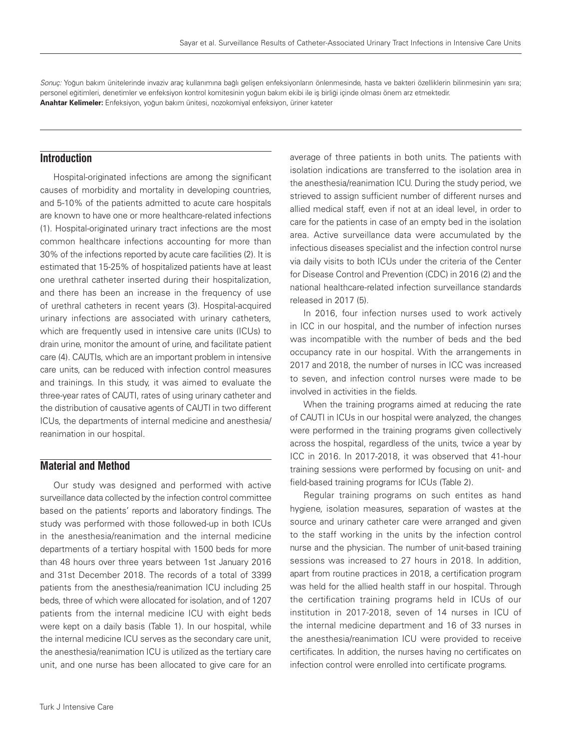*Sonuç:* Yoğun bakım ünitelerinde invaziv araç kullanımına bağlı gelişen enfeksiyonların önlenmesinde, hasta ve bakteri özelliklerin bilinmesinin yanı sıra; personel eğitimleri, denetimler ve enfeksiyon kontrol komitesinin yoğun bakım ekibi ile iş birliği içinde olması önem arz etmektedir.

**Anahtar Kelimeler:** Enfeksiyon, yoğun bakım ünitesi, nozokomiyal enfeksiyon, üriner kateter

## Introduction

Hospital-originated infections are among the significant causes of morbidity and mortality in developing countries, and 5-10% of the patients admitted to acute care hospitals are known to have one or more healthcare-related infections (1). Hospital-originated urinary tract infections are the most common healthcare infections accounting for more than 30% of the infections reported by acute care facilities (2). It is estimated that 15-25% of hospitalized patients have at least one urethral catheter inserted during their hospitalization, and there has been an increase in the frequency of use of urethral catheters in recent years (3). Hospital-acquired urinary infections are associated with urinary catheters, which are frequently used in intensive care units (ICUs) to drain urine, monitor the amount of urine, and facilitate patient care (4). CAUTIs, which are an important problem in intensive care units, can be reduced with infection control measures and trainings. In this study, it was aimed to evaluate the three-year rates of CAUTI, rates of using urinary catheter and the distribution of causative agents of CAUTI in two different ICUs, the departments of internal medicine and anesthesia/reanimation in our hospital.

## Material and Method

Our study was designed and performed with active surveillance data collected by the infection control committee based on the patients' reports and laboratory findings. The study was performed with those followed-up in both ICUs in the anesthesia/reanimation and the internal medicine departments of a tertiary hospital with 1500 beds for more than 48 hours over three years between 1st January 2016 and 31st December 2018. The records of a total of 3399 patients from the anesthesia/reanimation ICU including 25 beds, three of which were allocated for isolation, and of 1207 patients from the internal medicine ICU with eight beds were kept on a daily basis (Table 1). In our hospital, while the internal medicine ICU serves as the secondary care unit, the anesthesia/reanimation ICU is utilized as the tertiary care unit, and one nurse has been allocated to give care for an average of three patients in both units. The patients with isolation indications are transferred to the isolation area in the anesthesia/reanimation ICU. During the study period, we strieved to assign sufficient number of different nurses and allied medical staff, even if not at an ideal level, in order to care for the patients in case of an empty bed in the isolation area. Active surveillance data were accumulated by the infectious diseases specialist and the infection control nurse via daily visits to both ICUs under the criteria of the Center for Disease Control and Prevention (CDC) in 2016 (2) and the national healthcare-related infection surveillance standards released in 2017 (5).

In 2016, four infection nurses used to work actively in ICC in our hospital, and the number of infection nurses was incompatible with the number of beds and the bed occupancy rate in our hospital. With the arrangements in 2017 and 2018, the number of nurses in ICC was increased to seven, and infection control nurses were made to be involved in activities in the fields.

When the training programs aimed at reducing the rate of CAUTI in ICUs in our hospital were analyzed, the changes were performed in the training programs given collectively across the hospital, regardless of the units, twice a year by ICC in 2016. In 2017-2018, it was observed that 41-hour training sessions were performed by focusing on unit- and field-based training programs for ICUs (Table 2).

Regular training programs on such entites as hand hygiene, isolation measures, separation of wastes at the source and urinary catheter care were arranged and given to the staff working in the units by the infection control nurse and the physician. The number of unit-based training sessions was increased to 27 hours in 2018. In addition, apart from routine practices in 2018, a certification program was held for the allied health staff in our hospital. Through the certification training programs held in ICUs of our institution in 2017-2018, seven of 14 nurses in ICU of the internal medicine department and 16 of 33 nurses in the anesthesia/reanimation ICU were provided to receive certificates. In addition, the nurses having no certificates on infection control were enrolled into certificate programs.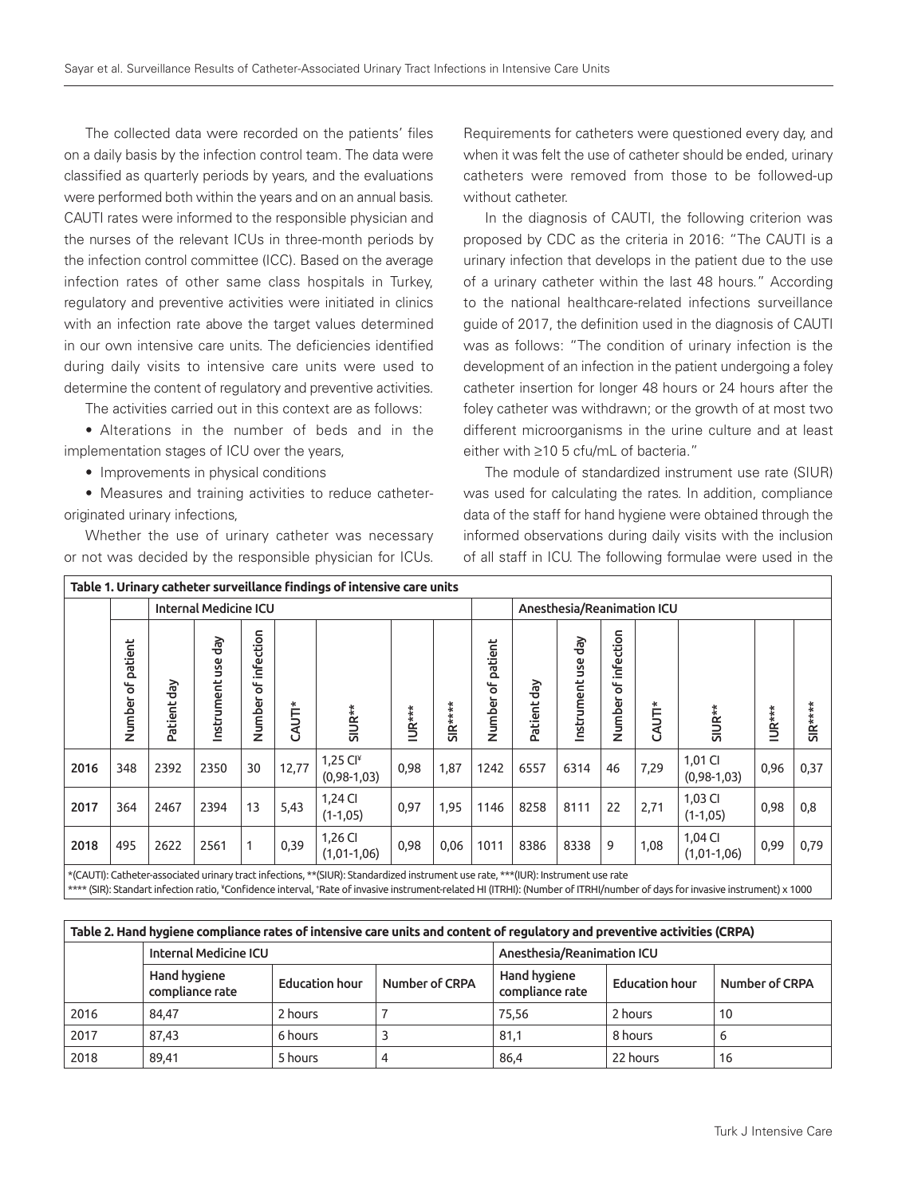The collected data were recorded on the patients' files on a daily basis by the infection control team. The data were classified as quarterly periods by years, and the evaluations were performed both within the years and on an annual basis. CAUTI rates were informed to the responsible physician and the nurses of the relevant ICUs in three-month periods by the infection control committee (ICC). Based on the average infection rates of other same class hospitals in Turkey, regulatory and preventive activities were initiated in clinics with an infection rate above the target values determined in our own intensive care units. The deficiencies identified during daily visits to intensive care units were used to determine the content of regulatory and preventive activities.

The activities carried out in this context are as follows:

- Alterations in the number of beds and in the implementation stages of ICU over the years,
- Improvements in physical conditions
- Measures and training activities to reduce catheter-originated urinary infections,

Whether the use of urinary catheter was necessary or not was decided by the responsible physician for ICUs. Requirements for catheters were questioned every day, and when it was felt the use of catheter should be ended, urinary catheters were removed from those to be followed-up without catheter.

In the diagnosis of CAUTI, the following criterion was proposed by CDC as the criteria in 2016: "The CAUTI is a urinary infection that develops in the patient due to the use of a urinary catheter within the last 48 hours." According to the national healthcare-related infections surveillance guide of 2017, the definition used in the diagnosis of CAUTI was as follows: "The condition of urinary infection is the development of an infection in the patient undergoing a foley catheter insertion for longer 48 hours or 24 hours after the foley catheter was withdrawn; or the growth of at most two different microorganisms in the urine culture and at least either with ≥10 5 cfu/mL of bacteria."

The module of standardized instrument use rate (SIUR) was used for calculating the rates. In addition, compliance data of the staff for hand hygiene were obtained through the informed observations during daily visits with the inclusion of all staff in ICU. The following formulae were used in the

**Table 1. Urinary catheter surveillance findings of intensive care units**

| | Internal Medicine ICU | | | | | | | | Anesthesia/Reanimation ICU | | | | | | | |
|---|---|---|---|---|---|---|---|---|---|---|---|---|---|---|---|---|
| | Number of patient | Patient day | Instrument use day | Number of infection | CAUTI* | SIUR** | IUR*** | SIR**** | Number of patient | Patient day | Instrument use day | Number of infection | CAUTI* | SIUR** | IUR*** | SIR**** |
| **2016** | 348 | 2392 | 2350 | 30 | 12,77 | 1,25 CI¥ (0,98-1,03) | 0,98 | 1,87 | 1242 | 6557 | 6314 | 46 | 7,29 | 1,01 CI (0,98-1,03) | 0,96 | 0,37 |
| **2017** | 364 | 2467 | 2394 | 13 | 5,43 | 1,24 CI (1-1,05) | 0,97 | 1,95 | 1146 | 8258 | 8111 | 22 | 2,71 | 1,03 CI (1-1,05) | 0,98 | 0,8 |
| **2018** | 495 | 2622 | 2561 | 1 | 0,39 | 1,26 CI (1,01-1,06) | 0,98 | 0,06 | 1011 | 8386 | 8338 | 9 | 1,08 | 1,04 CI (1,01-1,06) | 0,99 | 0,79 |

*(CAUTI): Catheter-associated urinary tract infections, **(SIUR): Standardized instrument use rate, ***(IUR): Instrument use rate
**** (SIR): Standart infection ratio, ¥Confidence interval, +Rate of invasive instrument-related HI (ITRHI): (Number of ITRHI/number of days for invasive instrument) x 1000

**Table 2. Hand hygiene compliance rates of intensive care units and content of regulatory and preventive activities (CRPA)**

| | Internal Medicine ICU | | | Anesthesia/Reanimation ICU | | |
|---|---|---|---|---|---|---|
| | Hand hygiene compliance rate | Education hour | Number of CRPA | Hand hygiene compliance rate | Education hour | Number of CRPA |
| 2016 | 84,47 | 2 hours | 7 | 75,56 | 2 hours | 10 |
| 2017 | 87,43 | 6 hours | 3 | 81,1 | 8 hours | 6 |
| 2018 | 89,41 | 5 hours | 4 | 86,4 | 22 hours | 16 |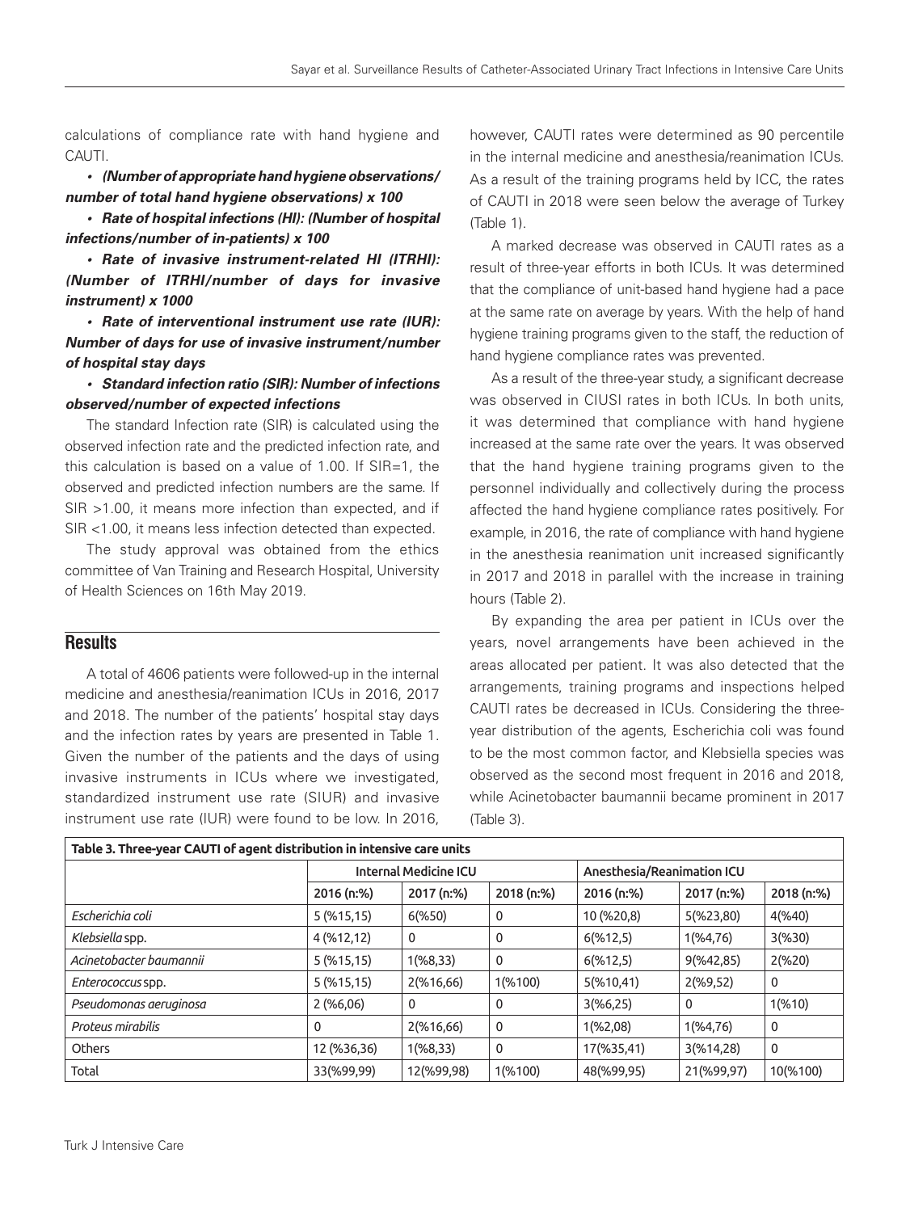calculations of compliance rate with hand hygiene and CAUTI.

- ***(Number of appropriate hand hygiene observations/number of total hand hygiene observations) x 100***
- ***Rate of hospital infections (HI): (Number of hospital infections/number of in-patients) x 100***
- ***Rate of invasive instrument-related HI (ITRHI): (Number of ITRHI/number of days for invasive instrument) x 1000***
- ***Rate of interventional instrument use rate (IUR): Number of days for use of invasive instrument/number of hospital stay days***
- ***Standard infection ratio (SIR): Number of infections observed/number of expected infections***

The standard Infection rate (SIR) is calculated using the observed infection rate and the predicted infection rate, and this calculation is based on a value of 1.00. If SIR=1, the observed and predicted infection numbers are the same. If SIR >1.00, it means more infection than expected, and if SIR <1.00, it means less infection detected than expected.

The study approval was obtained from the ethics committee of Van Training and Research Hospital, University of Health Sciences on 16th May 2019.

## Results

A total of 4606 patients were followed-up in the internal medicine and anesthesia/reanimation ICUs in 2016, 2017 and 2018. The number of the patients' hospital stay days and the infection rates by years are presented in Table 1. Given the number of the patients and the days of using invasive instruments in ICUs where we investigated, standardized instrument use rate (SIUR) and invasive instrument use rate (IUR) were found to be low. In 2016, however, CAUTI rates were determined as 90 percentile in the internal medicine and anesthesia/reanimation ICUs. As a result of the training programs held by ICC, the rates of CAUTI in 2018 were seen below the average of Turkey (Table 1).

A marked decrease was observed in CAUTI rates as a result of three-year efforts in both ICUs. It was determined that the compliance of unit-based hand hygiene had a pace at the same rate on average by years. With the help of hand hygiene training programs given to the staff, the reduction of hand hygiene compliance rates was prevented.

As a result of the three-year study, a significant decrease was observed in CIUSI rates in both ICUs. In both units, it was determined that compliance with hand hygiene increased at the same rate over the years. It was observed that the hand hygiene training programs given to the personnel individually and collectively during the process affected the hand hygiene compliance rates positively. For example, in 2016, the rate of compliance with hand hygiene in the anesthesia reanimation unit increased significantly in 2017 and 2018 in parallel with the increase in training hours (Table 2).

By expanding the area per patient in ICUs over the years, novel arrangements have been achieved in the areas allocated per patient. It was also detected that the arrangements, training programs and inspections helped CAUTI rates be decreased in ICUs. Considering the three-year distribution of the agents, Escherichia coli was found to be the most common factor, and Klebsiella species was observed as the second most frequent in 2016 and 2018, while Acinetobacter baumannii became prominent in 2017 (Table 3).

**Table 3. Three-year CAUTI of agent distribution in intensive care units**

| | Internal Medicine ICU | | | Anesthesia/Reanimation ICU | | |
|---|---|---|---|---|---|---|
| | 2016 (n:%) | 2017 (n:%) | 2018 (n:%) | 2016 (n:%) | 2017 (n:%) | 2018 (n:%) |
| *Escherichia coli* | 5 (%15,15) | 6(%50) | 0 | 10 (%20,8) | 5(%23,80) | 4(%40) |
| *Klebsiella* spp. | 4 (%12,12) | 0 | 0 | 6(%12,5) | 1(%4,76) | 3(%30) |
| *Acinetobacter baumannii* | 5 (%15,15) | 1(%8,33) | 0 | 6(%12,5) | 9(%42,85) | 2(%20) |
| *Enterococcus* spp. | 5 (%15,15) | 2(%16,66) | 1(%100) | 5(%10,41) | 2(%9,52) | 0 |
| *Pseudomonas aeruginosa* | 2 (%6,06) | 0 | 0 | 3(%6,25) | 0 | 1(%10) |
| *Proteus mirabilis* | 0 | 2(%16,66) | 0 | 1(%2,08) | 1(%4,76) | 0 |
| Others | 12 (%36,36) | 1(%8,33) | 0 | 17(%35,41) | 3(%14,28) | 0 |
| Total | 33(%99,99) | 12(%99,98) | 1(%100) | 48(%99,95) | 21(%99,97) | 10(%100) |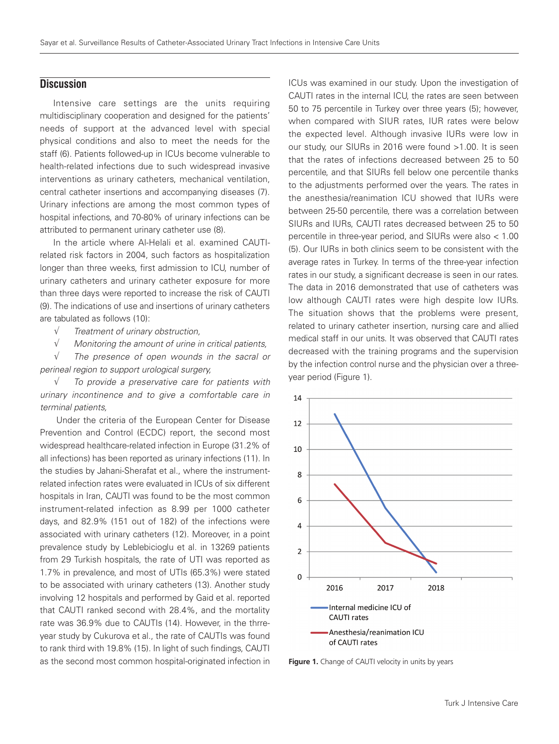## Discussion

Intensive care settings are the units requiring multidisciplinary cooperation and designed for the patients' needs of support at the advanced level with special physical conditions and also to meet the needs for the staff (6). Patients followed-up in ICUs become vulnerable to health-related infections due to such widespread invasive interventions as urinary catheters, mechanical ventilation, central catheter insertions and accompanying diseases (7). Urinary infections are among the most common types of hospital infections, and 70-80% of urinary infections can be attributed to permanent urinary catheter use (8).

In the article where Al-Helali et al. examined CAUTI-related risk factors in 2004, such factors as hospitalization longer than three weeks, first admission to ICU, number of urinary catheters and urinary catheter exposure for more than three days were reported to increase the risk of CAUTI (9). The indications of use and insertions of urinary catheters are tabulated as follows (10):

√ *Treatment of urinary obstruction,*

√ *Monitoring the amount of urine in critical patients,*

√ *The presence of open wounds in the sacral or perineal region to support urological surgery,*

√ *To provide a preservative care for patients with urinary incontinence and to give a comfortable care in terminal patients,*

Under the criteria of the European Center for Disease Prevention and Control (ECDC) report, the second most widespread healthcare-related infection in Europe (31.2% of all infections) has been reported as urinary infections (11). In the studies by Jahani-Sherafat et al., where the instrument-related infection rates were evaluated in ICUs of six different hospitals in Iran, CAUTI was found to be the most common instrument-related infection as 8.99 per 1000 catheter days, and 82.9% (151 out of 182) of the infections were associated with urinary catheters (12). Moreover, in a point prevalence study by Leblebicioglu et al. in 13269 patients from 29 Turkish hospitals, the rate of UTI was reported as 1.7% in prevalence, and most of UTIs (65.3%) were stated to be associated with urinary catheters (13). Another study involving 12 hospitals and performed by Gaid et al. reported that CAUTI ranked second with 28.4%, and the mortality rate was 36.9% due to CAUTIs (14). However, in the thrre-year study by Cukurova et al., the rate of CAUTIs was found to rank third with 19.8% (15). In light of such findings, CAUTI as the second most common hospital-originated infection in ICUs was examined in our study. Upon the investigation of CAUTI rates in the internal ICU, the rates are seen between 50 to 75 percentile in Turkey over three years (5); however, when compared with SIUR rates, IUR rates were below the expected level. Although invasive IURs were low in our study, our SIURs in 2016 were found >1.00. It is seen that the rates of infections decreased between 25 to 50 percentile, and that SIURs fell below one percentile thanks to the adjustments performed over the years. The rates in the anesthesia/reanimation ICU showed that IURs were between 25-50 percentile, there was a correlation between SIURs and IURs, CAUTI rates decreased between 25 to 50 percentile in three-year period, and SIURs were also < 1.00 (5). Our IURs in both clinics seem to be consistent with the average rates in Turkey. In terms of the three-year infection rates in our study, a significant decrease is seen in our rates. The data in 2016 demonstrated that use of catheters was low although CAUTI rates were high despite low IURs. The situation shows that the problems were present, related to urinary catheter insertion, nursing care and allied medical staff in our units. It was observed that CAUTI rates decreased with the training programs and the supervision by the infection control nurse and the physician over a three-year period (Figure 1).

**Figure 1.** Change of CAUTI velocity in units by years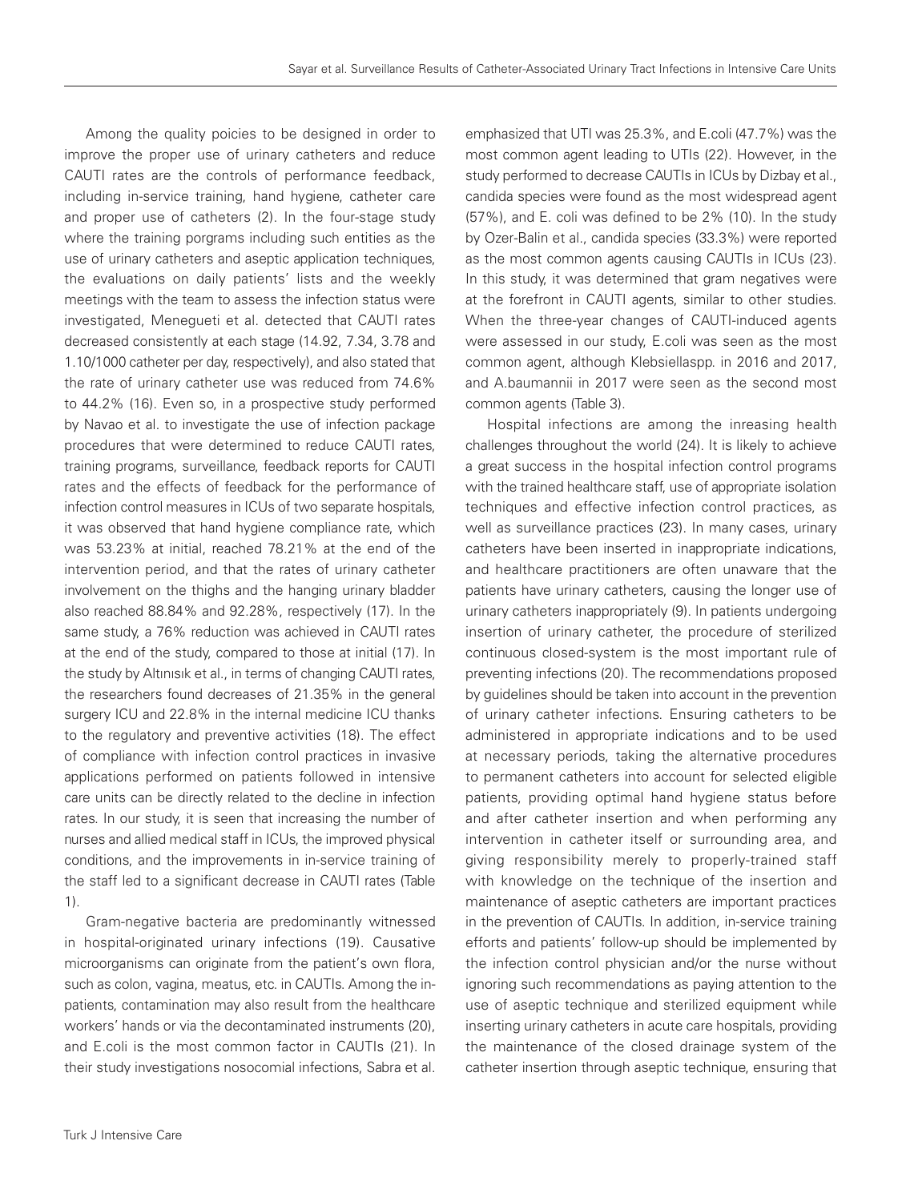Among the quality poicies to be designed in order to improve the proper use of urinary catheters and reduce CAUTI rates are the controls of performance feedback, including in-service training, hand hygiene, catheter care and proper use of catheters (2). In the four-stage study where the training porgrams including such entities as the use of urinary catheters and aseptic application techniques, the evaluations on daily patients' lists and the weekly meetings with the team to assess the infection status were investigated, Menegueti et al. detected that CAUTI rates decreased consistently at each stage (14.92, 7.34, 3.78 and 1.10/1000 catheter per day, respectively), and also stated that the rate of urinary catheter use was reduced from 74.6% to 44.2% (16). Even so, in a prospective study performed by Navao et al. to investigate the use of infection package procedures that were determined to reduce CAUTI rates, training programs, surveillance, feedback reports for CAUTI rates and the effects of feedback for the performance of infection control measures in ICUs of two separate hospitals, it was observed that hand hygiene compliance rate, which was 53.23% at initial, reached 78.21% at the end of the intervention period, and that the rates of urinary catheter involvement on the thighs and the hanging urinary bladder also reached 88.84% and 92.28%, respectively (17). In the same study, a 76% reduction was achieved in CAUTI rates at the end of the study, compared to those at initial (17). In the study by Altınısık et al., in terms of changing CAUTI rates, the researchers found decreases of 21.35% in the general surgery ICU and 22.8% in the internal medicine ICU thanks to the regulatory and preventive activities (18). The effect of compliance with infection control practices in invasive applications performed on patients followed in intensive care units can be directly related to the decline in infection rates. In our study, it is seen that increasing the number of nurses and allied medical staff in ICUs, the improved physical conditions, and the improvements in in-service training of the staff led to a significant decrease in CAUTI rates (Table 1).

Gram-negative bacteria are predominantly witnessed in hospital-originated urinary infections (19). Causative microorganisms can originate from the patient's own flora, such as colon, vagina, meatus, etc. in CAUTIs. Among the in-patients, contamination may also result from the healthcare workers' hands or via the decontaminated instruments (20), and E.coli is the most common factor in CAUTIs (21). In their study investigations nosocomial infections, Sabra et al. emphasized that UTI was 25.3%, and E.coli (47.7%) was the most common agent leading to UTIs (22). However, in the study performed to decrease CAUTIs in ICUs by Dizbay et al., candida species were found as the most widespread agent (57%), and E. coli was defined to be 2% (10). In the study by Ozer-Balin et al., candida species (33.3%) were reported as the most common agents causing CAUTIs in ICUs (23). In this study, it was determined that gram negatives were at the forefront in CAUTI agents, similar to other studies. When the three-year changes of CAUTI-induced agents were assessed in our study, E.coli was seen as the most common agent, although Klebsiellaspp. in 2016 and 2017, and A.baumannii in 2017 were seen as the second most common agents (Table 3).

Hospital infections are among the inreasing health challenges throughout the world (24). It is likely to achieve a great success in the hospital infection control programs with the trained healthcare staff, use of appropriate isolation techniques and effective infection control practices, as well as surveillance practices (23). In many cases, urinary catheters have been inserted in inappropriate indications, and healthcare practitioners are often unaware that the patients have urinary catheters, causing the longer use of urinary catheters inappropriately (9). In patients undergoing insertion of urinary catheter, the procedure of sterilized continuous closed-system is the most important rule of preventing infections (20). The recommendations proposed by guidelines should be taken into account in the prevention of urinary catheter infections. Ensuring catheters to be administered in appropriate indications and to be used at necessary periods, taking the alternative procedures to permanent catheters into account for selected eligible patients, providing optimal hand hygiene status before and after catheter insertion and when performing any intervention in catheter itself or surrounding area, and giving responsibility merely to properly-trained staff with knowledge on the technique of the insertion and maintenance of aseptic catheters are important practices in the prevention of CAUTIs. In addition, in-service training efforts and patients' follow-up should be implemented by the infection control physician and/or the nurse without ignoring such recommendations as paying attention to the use of aseptic technique and sterilized equipment while inserting urinary catheters in acute care hospitals, providing the maintenance of the closed drainage system of the catheter insertion through aseptic technique, ensuring that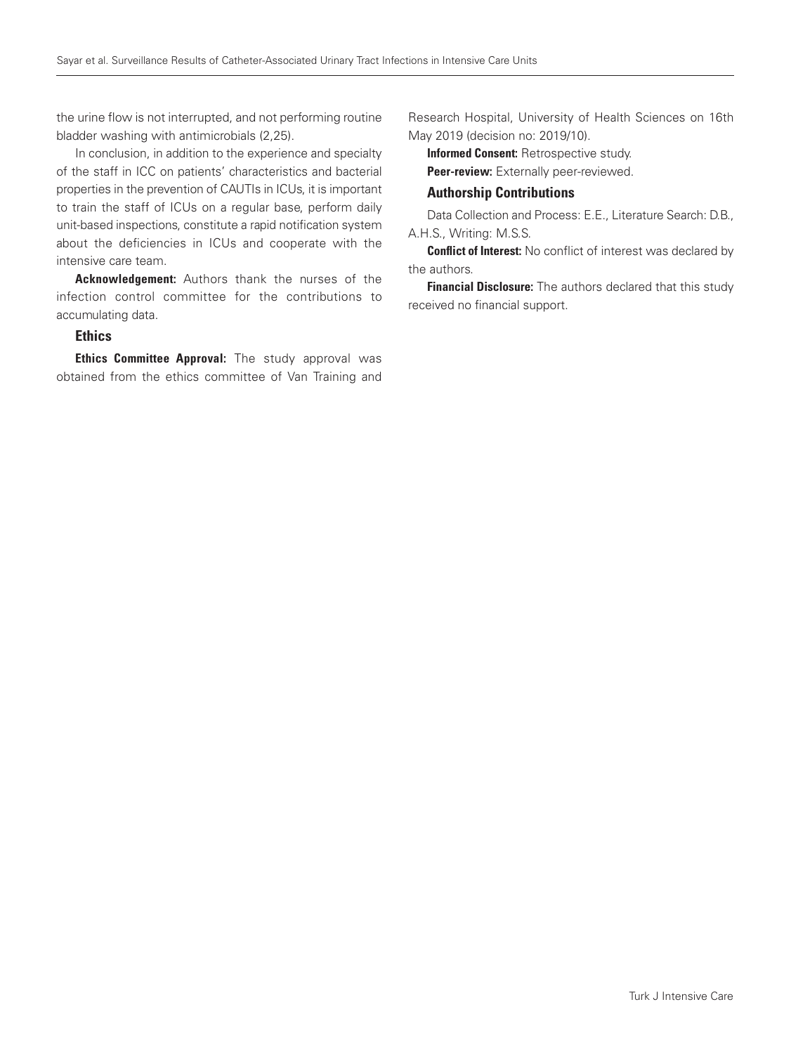the urine flow is not interrupted, and not performing routine bladder washing with antimicrobials (2,25).

In conclusion, in addition to the experience and specialty of the staff in ICC on patients' characteristics and bacterial properties in the prevention of CAUTIs in ICUs, it is important to train the staff of ICUs on a regular base, perform daily unit-based inspections, constitute a rapid notification system about the deficiencies in ICUs and cooperate with the intensive care team.

**Acknowledgement:** Authors thank the nurses of the infection control committee for the contributions to accumulating data.

### Ethics

**Ethics Committee Approval:** The study approval was obtained from the ethics committee of Van Training and Research Hospital, University of Health Sciences on 16th May 2019 (decision no: 2019/10).

**Informed Consent:** Retrospective study.

**Peer-review:** Externally peer-reviewed.

### Authorship Contributions

Data Collection and Process: E.E., Literature Search: D.B., A.H.S., Writing: M.S.S.

**Conflict of Interest:** No conflict of interest was declared by the authors.

**Financial Disclosure:** The authors declared that this study received no financial support.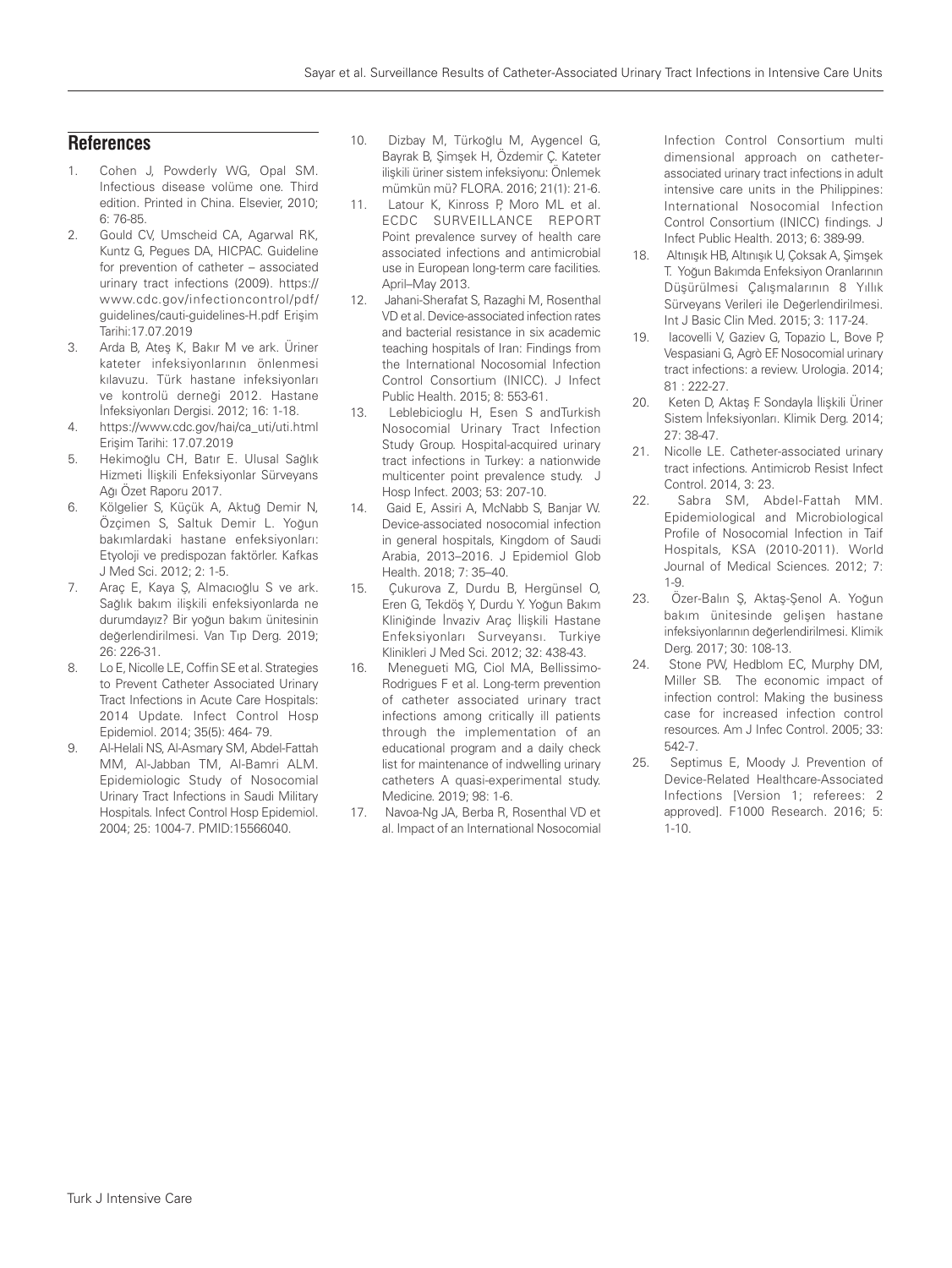## References

1. Cohen J, Powderly WG, Opal SM. Infectious disease volüme one. Third edition. Printed in China. Elsevier, 2010; 6: 76-85.
2. Gould CV, Umscheid CA, Agarwal RK, Kuntz G, Pegues DA, HICPAC. Guideline for prevention of catheter – associated urinary tract infections (2009). https://www.cdc.gov/infectioncontrol/pdf/guidelines/cauti-guidelines-H.pdf Erişim Tarihi:17.07.2019
3. Arda B, Ateş K, Bakır M ve ark. Üriner kateter infeksiyonlarının önlenmesi kılavuzu. Türk hastane infeksiyonları ve kontrolü derneği 2012. Hastane İnfeksiyonları Dergisi. 2012; 16: 1-18.
4. https://www.cdc.gov/hai/ca_uti/uti.html Erişim Tarihi: 17.07.2019
5. Hekimoğlu CH, Batır E. Ulusal Sağlık Hizmeti İlişkili Enfeksiyonlar Sürveyans Ağı Özet Raporu 2017.
6. Kölgelier S, Küçük A, Aktuğ Demir N, Özçimen S, Saltuk Demir L. Yoğun bakımlardaki hastane enfeksiyonları: Etyoloji ve predispozan faktörler. Kafkas J Med Sci. 2012; 2: 1-5.
7. Araç E, Kaya Ş, Almacıoğlu S ve ark. Sağlık bakım ilişkili enfeksiyonlarda ne durumdayız? Bir yoğun bakım ünitesinin değerlendirilmesi. Van Tıp Derg. 2019; 26: 226-31.
8. Lo E, Nicolle LE, Coffin SE et al. Strategies to Prevent Catheter Associated Urinary Tract Infections in Acute Care Hospitals: 2014 Update. Infect Control Hosp Epidemiol. 2014; 35(5): 464- 79.
9. Al-Helali NS, Al-Asmary SM, Abdel-Fattah MM, Al-Jabban TM, Al-Bamri ALM. Epidemiologic Study of Nosocomial Urinary Tract Infections in Saudi Military Hospitals. Infect Control Hosp Epidemiol. 2004; 25: 1004-7. PMID:15566040.
10. Dizbay M, Türkoğlu M, Aygencel G, Bayrak B, Şimşek H, Özdemir Ç. Kateter ilişkili üriner sistem infeksiyonu: Önlemek mümkün mü? FLORA. 2016; 21(1): 21-6.
11. Latour K, Kinross P, Moro ML et al. ECDC SURVEILLANCE REPORT Point prevalence survey of health care associated infections and antimicrobial use in European long-term care facilities. April–May 2013.
12. Jahani-Sherafat S, Razaghi M, Rosenthal VD et al. Device-associated infection rates and bacterial resistance in six academic teaching hospitals of Iran: Findings from the International Nocosomial Infection Control Consortium (INICC). J Infect Public Health. 2015; 8: 553-61.
13. Leblebicioglu H, Esen S andTurkish Nosocomial Urinary Tract Infection Study Group. Hospital-acquired urinary tract infections in Turkey: a nationwide multicenter point prevalence study. J Hosp Infect. 2003; 53: 207-10.
14. Gaid E, Assiri A, McNabb S, Banjar W. Device-associated nosocomial infection in general hospitals, Kingdom of Saudi Arabia, 2013–2016. J Epidemiol Glob Health. 2018; 7: 35–40.
15. Çukurova Z, Durdu B, Hergünsel O, Eren G, Tekdöş Y, Durdu Y. Yoğun Bakım Kliniğinde İnvaziv Araç İlişkili Hastane Enfeksiyonları Surveyansı. Turkiye Klinikleri J Med Sci. 2012; 32: 438-43.
16. Menegueti MG, Ciol MA, Bellissimo-Rodrigues F et al. Long-term prevention of catheter associated urinary tract infections among critically ill patients through the implementation of an educational program and a daily check list for maintenance of indwelling urinary catheters A quasi-experimental study. Medicine. 2019; 98: 1-6.
17. Navoa-Ng JA, Berba R, Rosenthal VD et al. Impact of an International Nosocomial Infection Control Consortium multi dimensional approach on catheter-associated urinary tract infections in adult intensive care units in the Philippines: International Nosocomial Infection Control Consortium (INICC) findings. J Infect Public Health. 2013; 6: 389-99.
18. Altınışık HB, Altınışık U, Çoksak A, Şimşek T. Yoğun Bakımda Enfeksiyon Oranlarının Düşürülmesi Çalışmalarının 8 Yıllık Sürveyans Verileri ile Değerlendirilmesi. Int J Basic Clin Med. 2015; 3: 117-24.
19. Iacovelli V, Gaziev G, Topazio L, Bove P, Vespasiani G, Agrò EF. Nosocomial urinary tract infections: a review. Urologia. 2014; 81 : 222-27.
20. Keten D, Aktaş F. Sondayla İlişkili Üriner Sistem İnfeksiyonları. Klimik Derg. 2014; 27: 38-47.
21. Nicolle LE. Catheter-associated urinary tract infections. Antimicrob Resist Infect Control. 2014, 3: 23.
22. Sabra SM, Abdel-Fattah MM. Epidemiological and Microbiological Profile of Nosocomial Infection in Taif Hospitals, KSA (2010-2011). World Journal of Medical Sciences. 2012; 7: 1-9.
23. Özer-Balın Ş, Aktaş-Şenol A. Yoğun bakım ünitesinde gelişen hastane infeksiyonlarının değerlendirilmesi. Klimik Derg. 2017; 30: 108-13.
24. Stone PW, Hedblom EC, Murphy DM, Miller SB. The economic impact of infection control: Making the business case for increased infection control resources. Am J Infec Control. 2005; 33: 542-7.
25. Septimus E, Moody J. Prevention of Device-Related Healthcare-Associated Infections [Version 1; referees: 2 approved]. F1000 Research. 2016; 5: 1-10.